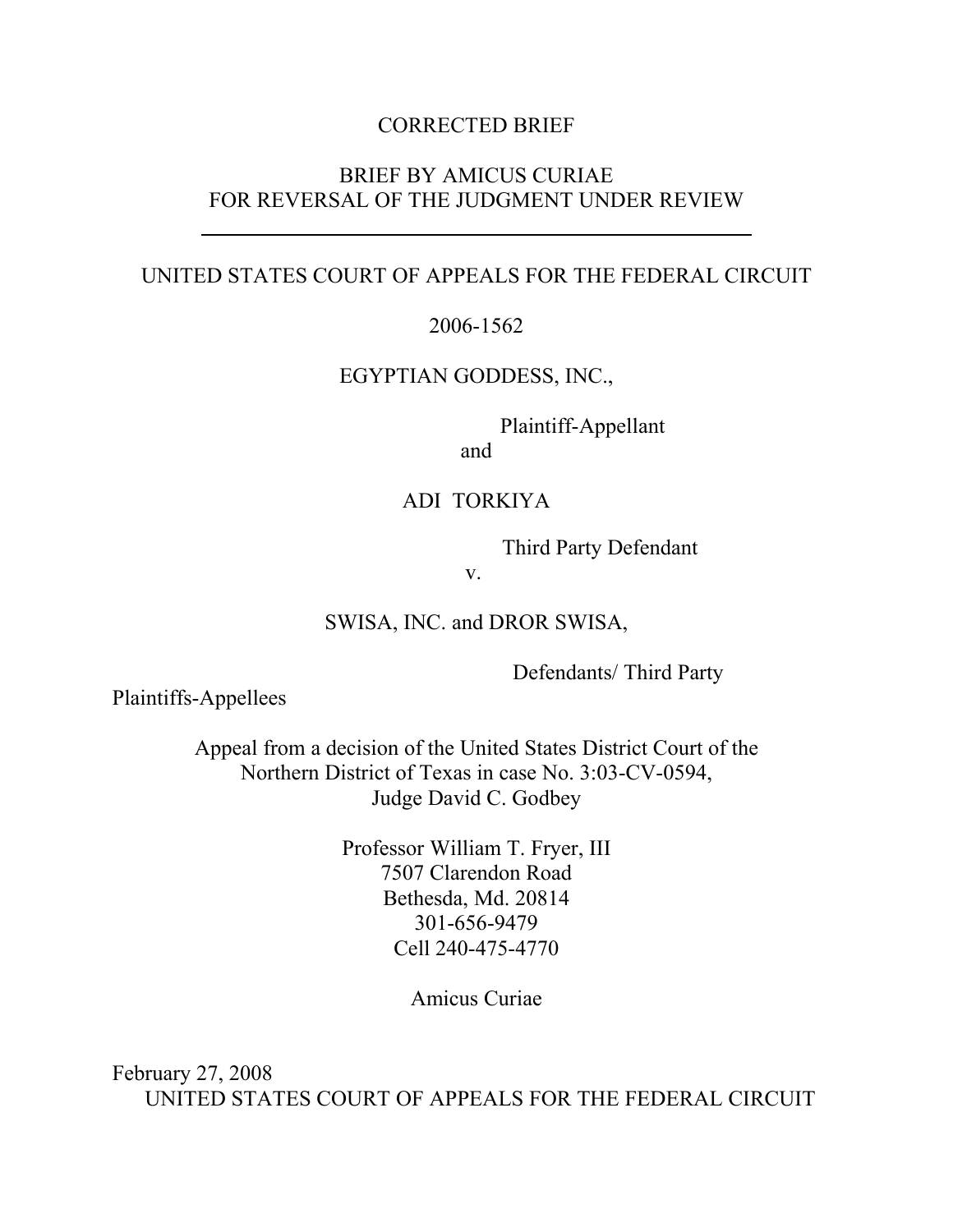CORRECTED BRIEF

BRIEF BY AMICUS CURIAE
FOR REVERSAL OF THE JUDGMENT UNDER REVIEW

---

UNITED STATES COURT OF APPEALS FOR THE FEDERAL CIRCUIT

2006-1562

EGYPTIAN GODDESS, INC.,

Plaintiff-Appellant

and

ADI TORKIYA

Third Party Defendant

v.

SWISA, INC. and DROR SWISA,

Defendants/ Third Party Plaintiffs-Appellees

Appeal from a decision of the United States District Court of the Northern District of Texas in case No. 3:03-CV-0594, Judge David C. Godbey

Professor William T. Fryer, III
7507 Clarendon Road
Bethesda, Md. 20814
301-656-9479
Cell 240-475-4770

Amicus Curiae

February 27, 2008

UNITED STATES COURT OF APPEALS FOR THE FEDERAL CIRCUIT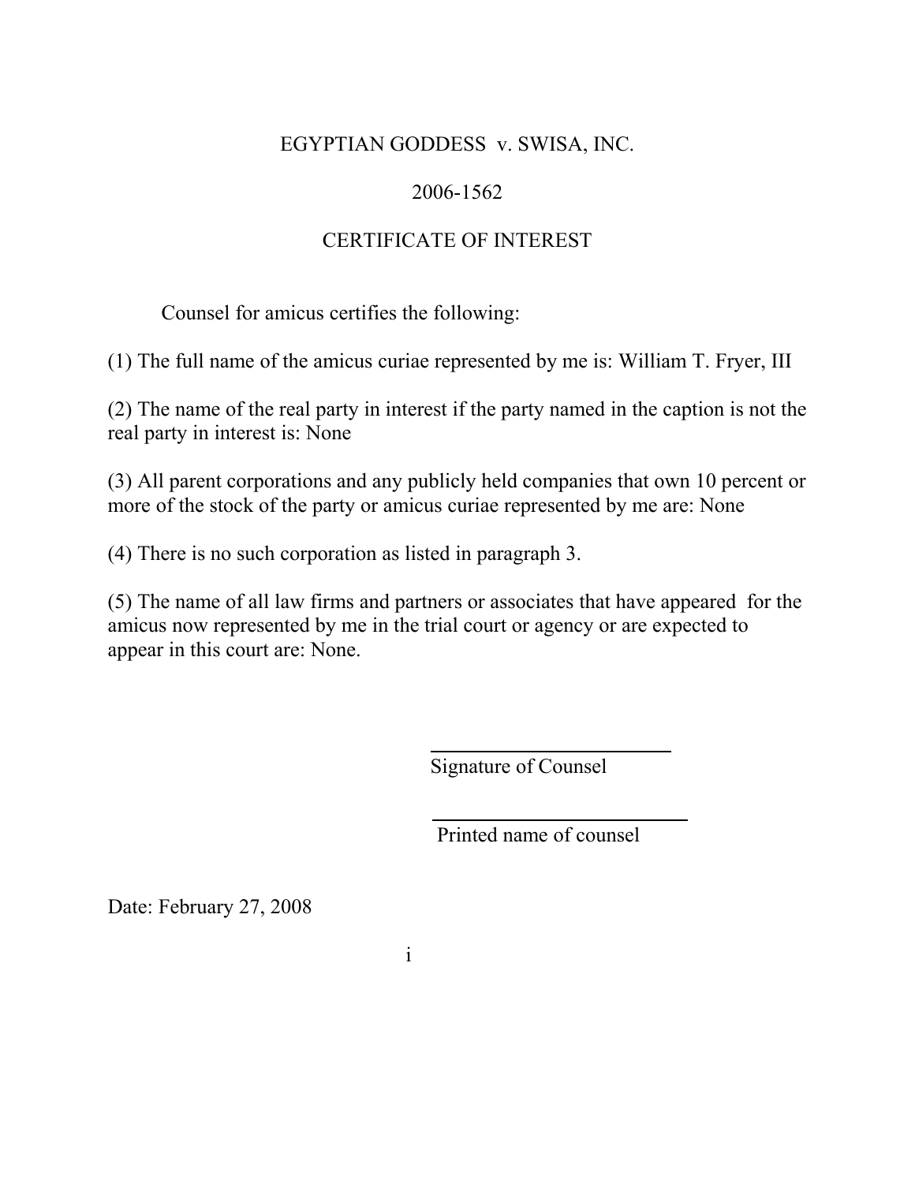EGYPTIAN GODDESS v. SWISA, INC.

2006-1562

CERTIFICATE OF INTEREST

Counsel for amicus certifies the following:

(1) The full name of the amicus curiae represented by me is: William T. Fryer, III

(2) The name of the real party in interest if the party named in the caption is not the real party in interest is: None

(3) All parent corporations and any publicly held companies that own 10 percent or more of the stock of the party or amicus curiae represented by me are: None

(4) There is no such corporation as listed in paragraph 3.

(5) The name of all law firms and partners or associates that have appeared for the amicus now represented by me in the trial court or agency or are expected to appear in this court are: None.

\_\_\_\_\_\_\_\_\_\_\_\_\_\_\_\_\_\_\_\_\_\_\_\_\_

Signature of Counsel

\_\_\_\_\_\_\_\_\_\_\_\_\_\_\_\_\_\_\_\_\_\_\_\_\_

Printed name of counsel

Date: February 27, 2008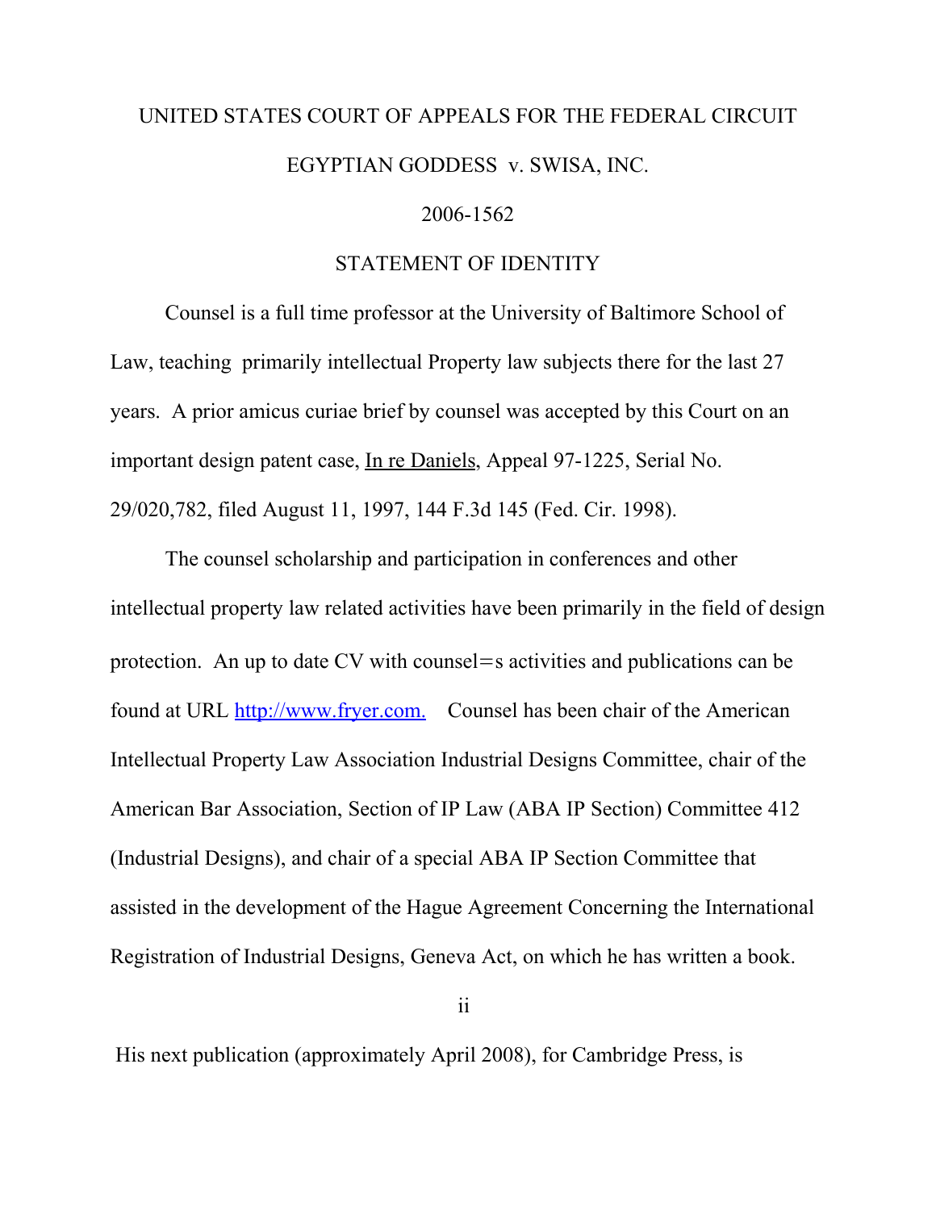UNITED STATES COURT OF APPEALS FOR THE FEDERAL CIRCUIT

EGYPTIAN GODDESS v. SWISA, INC.

2006-1562

STATEMENT OF IDENTITY

Counsel is a full time professor at the University of Baltimore School of Law, teaching primarily intellectual Property law subjects there for the last 27 years. A prior amicus curiae brief by counsel was accepted by this Court on an important design patent case, In re Daniels, Appeal 97-1225, Serial No. 29/020,782, filed August 11, 1997, 144 F.3d 145 (Fed. Cir. 1998).

The counsel scholarship and participation in conferences and other intellectual property law related activities have been primarily in the field of design protection. An up to date CV with counsel=s activities and publications can be found at URL http://www.fryer.com. Counsel has been chair of the American Intellectual Property Law Association Industrial Designs Committee, chair of the American Bar Association, Section of IP Law (ABA IP Section) Committee 412 (Industrial Designs), and chair of a special ABA IP Section Committee that assisted in the development of the Hague Agreement Concerning the International Registration of Industrial Designs, Geneva Act, on which he has written a book.

His next publication (approximately April 2008), for Cambridge Press, is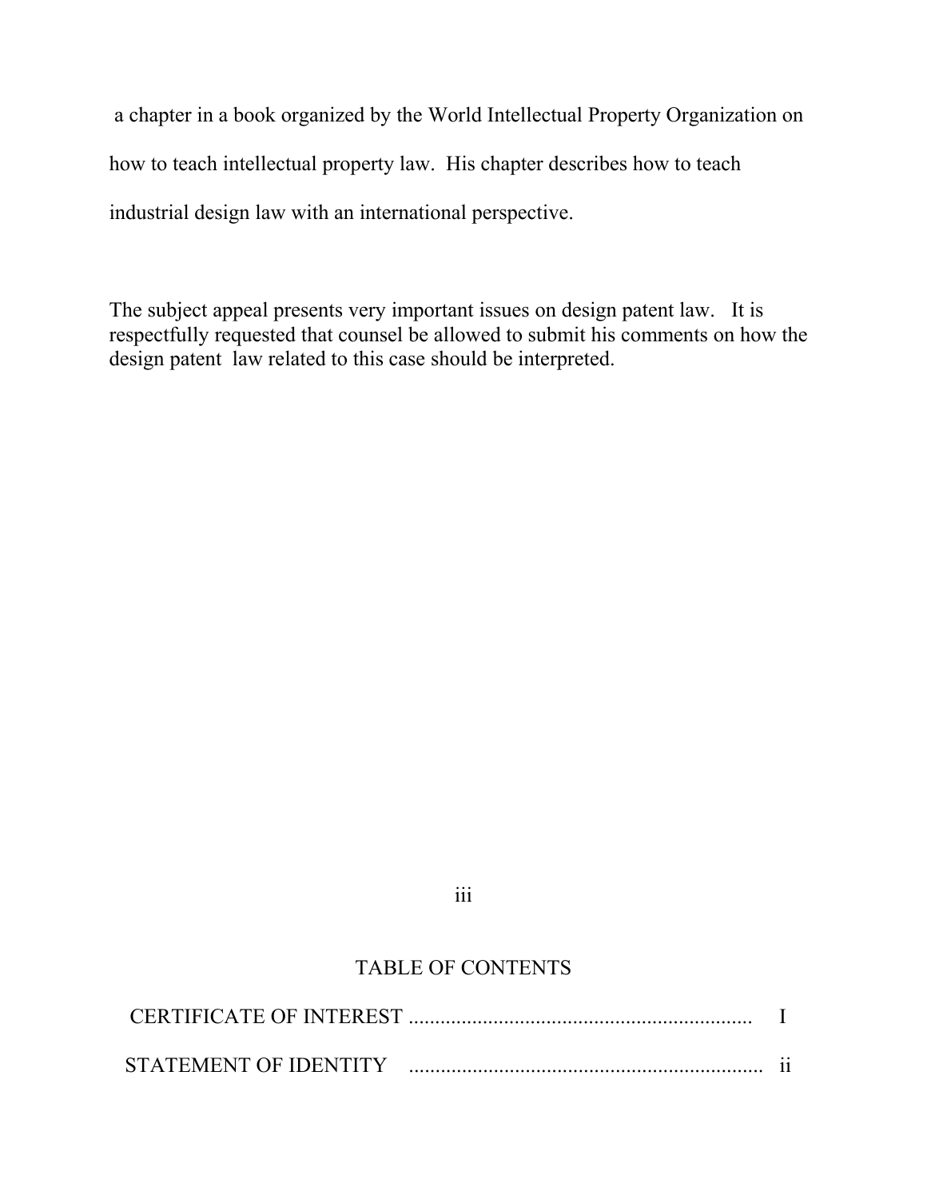a chapter in a book organized by the World Intellectual Property Organization on how to teach intellectual property law. His chapter describes how to teach industrial design law with an international perspective.

The subject appeal presents very important issues on design patent law. It is respectfully requested that counsel be allowed to submit his comments on how the design patent law related to this case should be interpreted.

## TABLE OF CONTENTS

| | |
|---|---|
| CERTIFICATE OF INTEREST ................................................................ | I |
| STATEMENT OF IDENTITY .................................................................. | ii |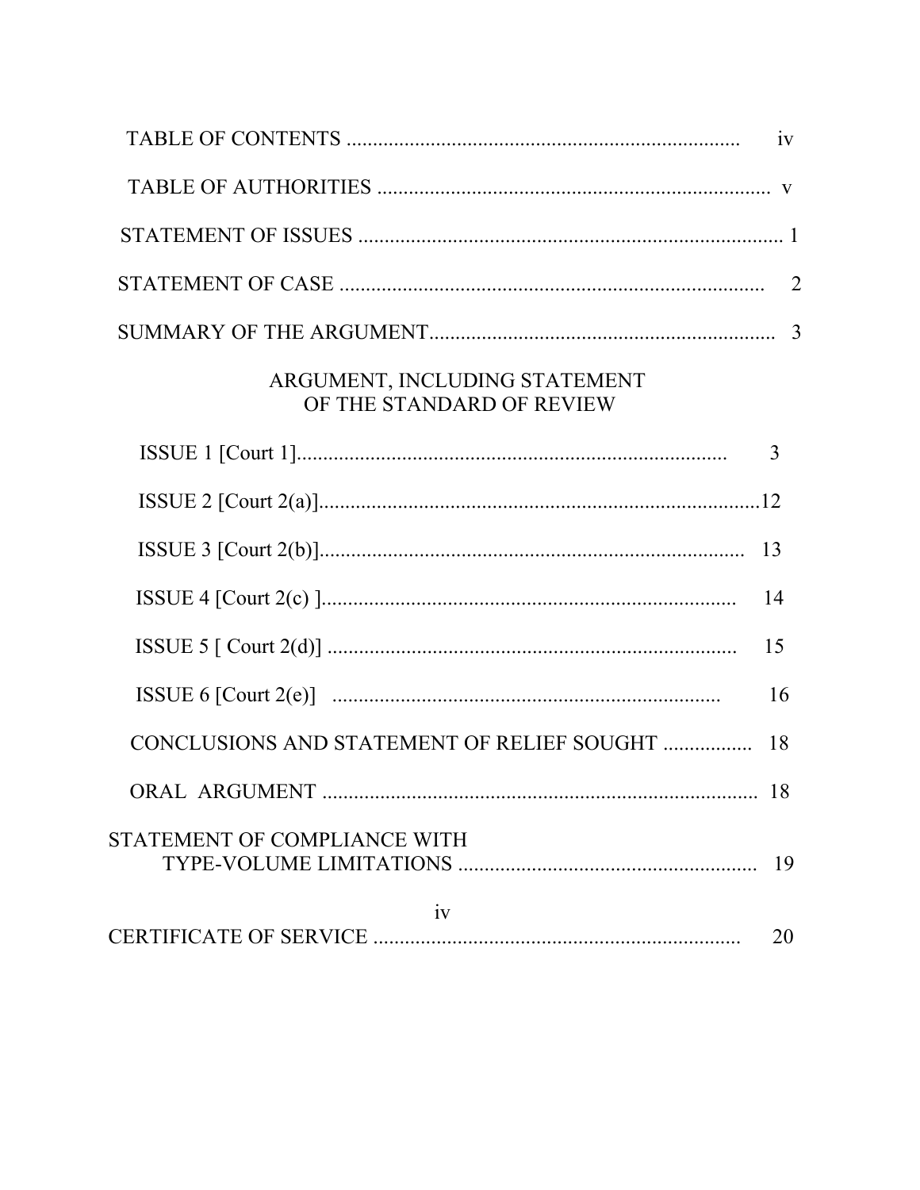TABLE OF CONTENTS ........................................................................... iv

TABLE OF AUTHORITIES .......................................................................... v

STATEMENT OF ISSUES ................................................................................ 1

STATEMENT OF CASE ................................................................................ 2

SUMMARY OF THE ARGUMENT................................................................ 3

ARGUMENT, INCLUDING STATEMENT OF THE STANDARD OF REVIEW

ISSUE 1 [Court 1]................................................................................. 3

ISSUE 2 [Court 2(a)]...................................................................................12

ISSUE 3 [Court 2(b)]................................................................................ 13

ISSUE 4 [Court 2(c) ].............................................................................. 14

ISSUE 5 [ Court 2(d)] .............................................................................. 15

ISSUE 6 [Court 2(e)] .......................................................................... 16

CONCLUSIONS AND STATEMENT OF RELIEF SOUGHT ................. 18

ORAL ARGUMENT .................................................................................. 18

STATEMENT OF COMPLIANCE WITH TYPE-VOLUME LIMITATIONS ......................................................... 19

CERTIFICATE OF SERVICE ...................................................................... 20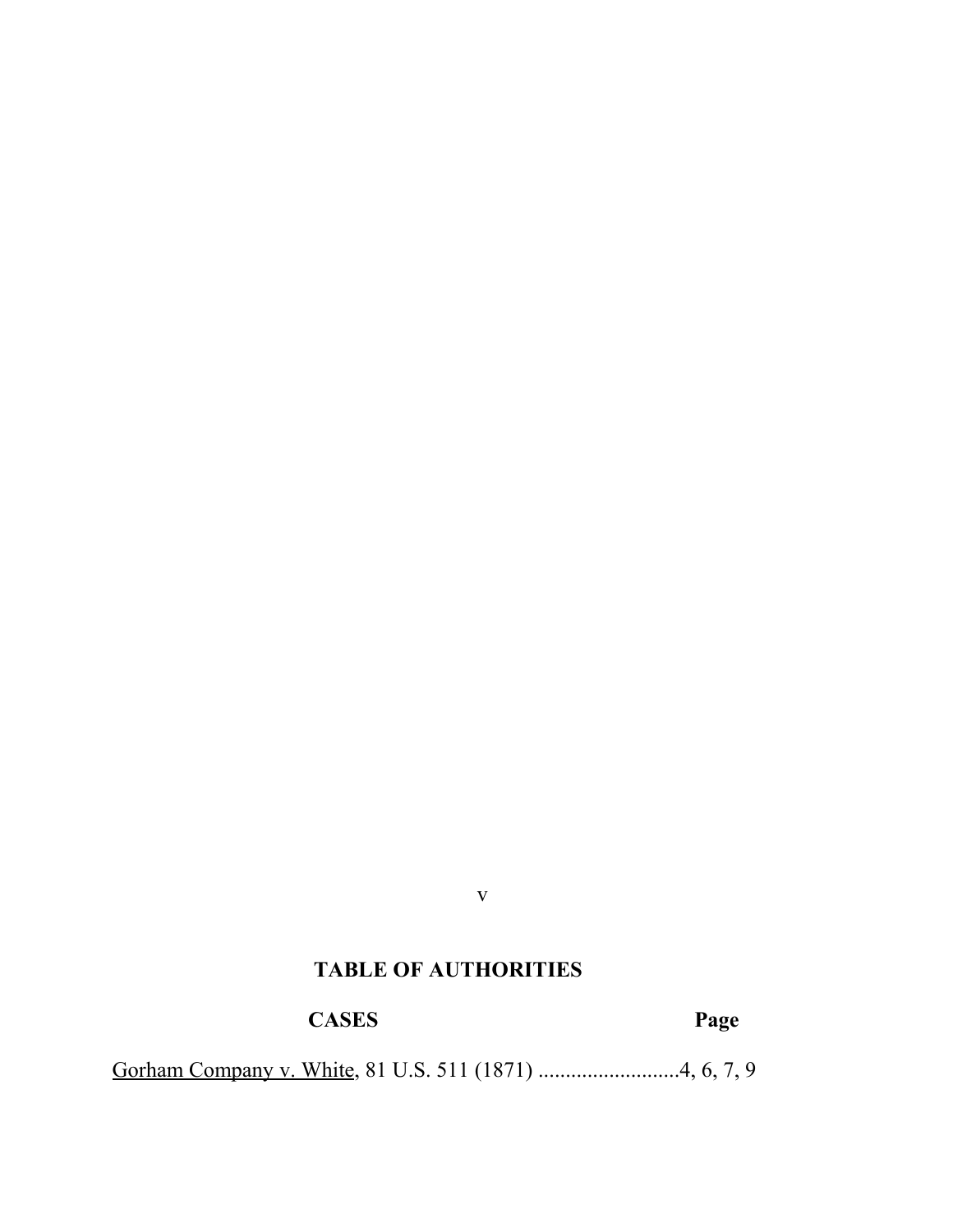## TABLE OF AUTHORITIES

**CASES** **Page**

Gorham Company v. White, 81 U.S. 511 (1871) ..........................4, 6, 7, 9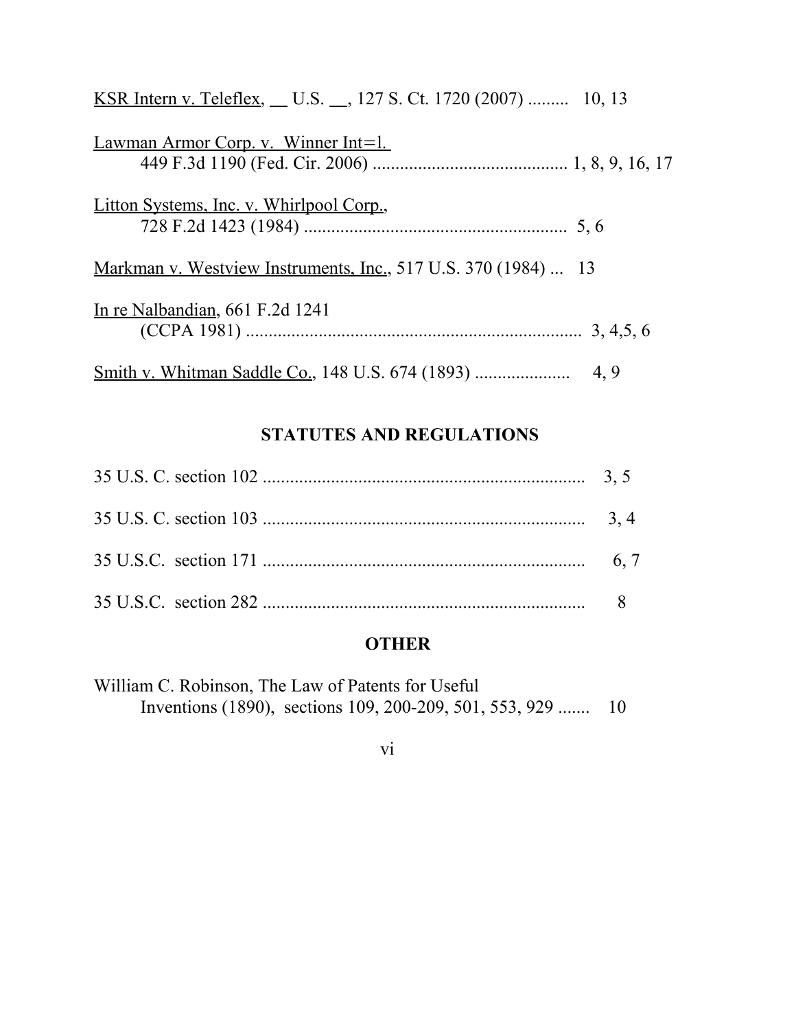KSR Intern v. Teleflex, __ U.S. __, 127 S. Ct. 1720 (2007) ......... 10, 13

Lawman Armor Corp. v. Winner Int=l.
449 F.3d 1190 (Fed. Cir. 2006) .......................................... 1, 8, 9, 16, 17

Litton Systems, Inc. v. Whirlpool Corp.,
728 F.2d 1423 (1984) ......................................................... 5, 6

Markman v. Westview Instruments, Inc., 517 U.S. 370 (1984) ... 13

In re Nalbandian, 661 F.2d 1241
(CCPA 1981) ......................................................................... 3, 4,5, 6

Smith v. Whitman Saddle Co., 148 U.S. 674 (1893) .................... 4, 9

## STATUTES AND REGULATIONS

35 U.S. C. section 102 ...................................................................... 3, 5

35 U.S. C. section 103 ...................................................................... 3, 4

35 U.S.C. section 171 ...................................................................... 6, 7

35 U.S.C. section 282 ...................................................................... 8

## OTHER

William C. Robinson, The Law of Patents for Useful
Inventions (1890), sections 109, 200-209, 501, 553, 929 ....... 10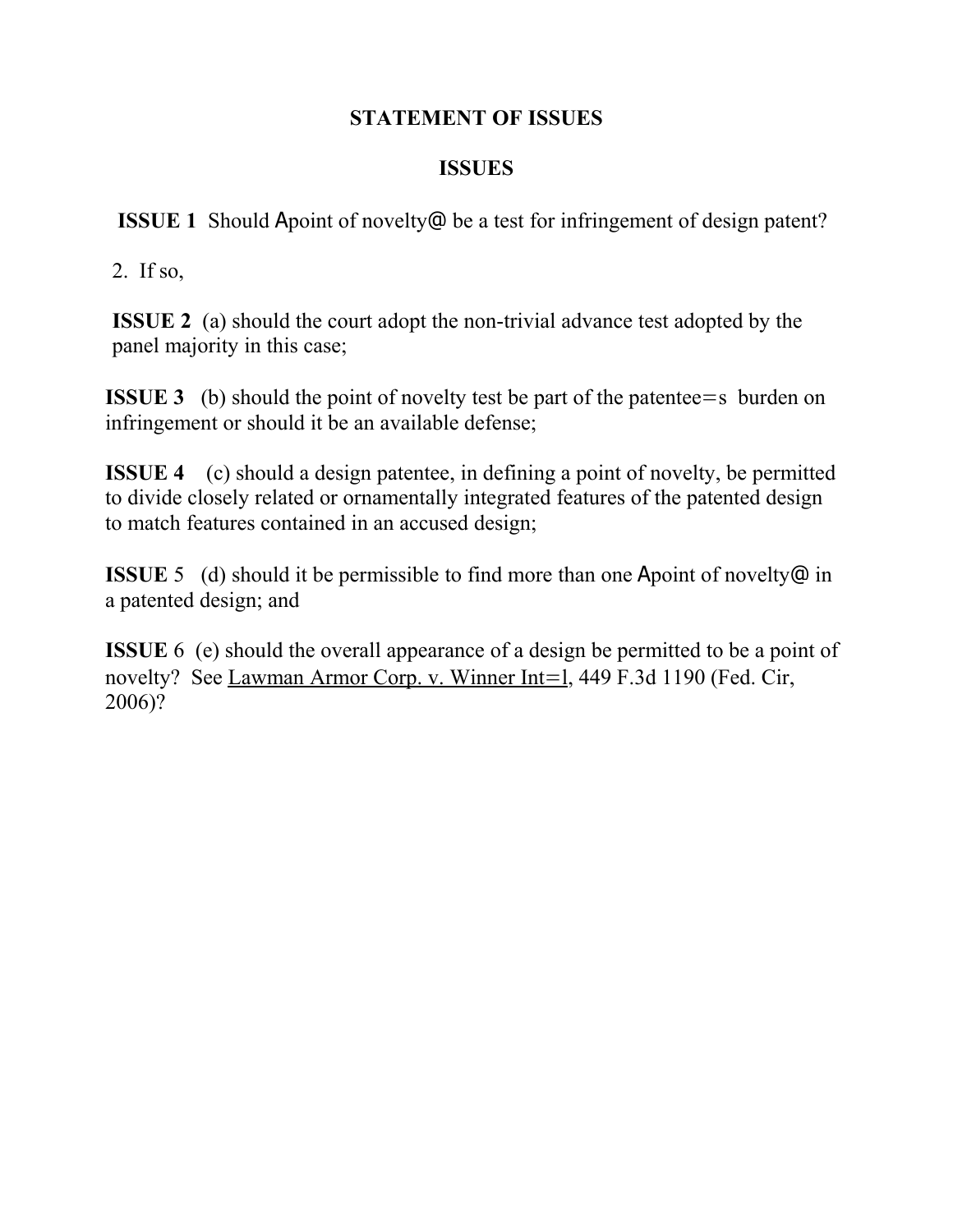## STATEMENT OF ISSUES

## ISSUES

**ISSUE 1** Should Apoint of novelty@ be a test for infringement of design patent?

2. If so,

**ISSUE 2** (a) should the court adopt the non-trivial advance test adopted by the panel majority in this case;

**ISSUE 3** (b) should the point of novelty test be part of the patentee=s burden on infringement or should it be an available defense;

**ISSUE 4** (c) should a design patentee, in defining a point of novelty, be permitted to divide closely related or ornamentally integrated features of the patented design to match features contained in an accused design;

**ISSUE** 5 (d) should it be permissible to find more than one Apoint of novelty@ in a patented design; and

**ISSUE** 6 (e) should the overall appearance of a design be permitted to be a point of novelty? See Lawman Armor Corp. v. Winner Int=l, 449 F.3d 1190 (Fed. Cir, 2006)?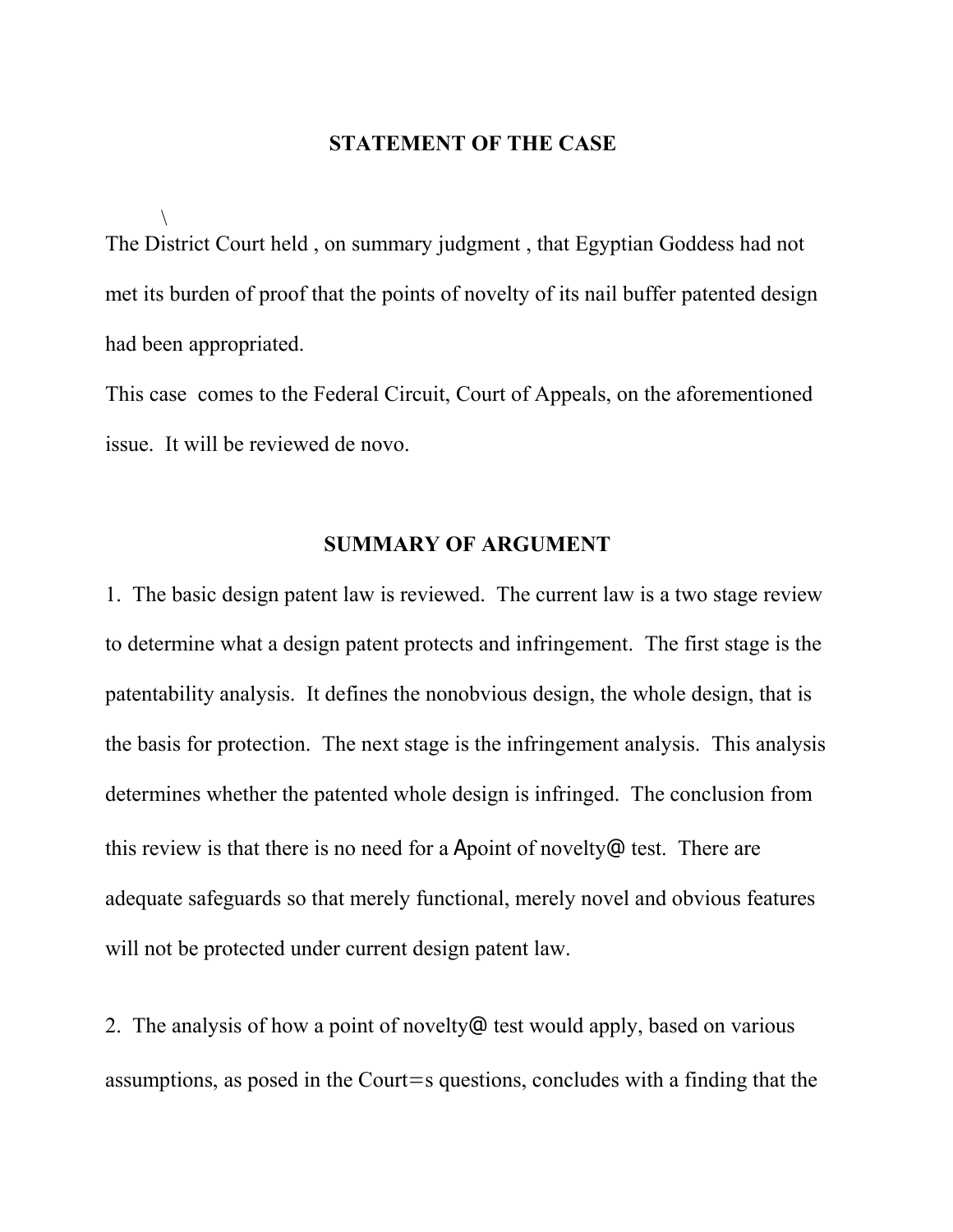## STATEMENT OF THE CASE

\
The District Court held , on summary judgment , that Egyptian Goddess had not met its burden of proof that the points of novelty of its nail buffer patented design had been appropriated.

This case comes to the Federal Circuit, Court of Appeals, on the aforementioned issue. It will be reviewed de novo.

## SUMMARY OF ARGUMENT

1. The basic design patent law is reviewed. The current law is a two stage review to determine what a design patent protects and infringement. The first stage is the patentability analysis. It defines the nonobvious design, the whole design, that is the basis for protection. The next stage is the infringement analysis. This analysis determines whether the patented whole design is infringed. The conclusion from this review is that there is no need for a Apoint of novelty@ test. There are adequate safeguards so that merely functional, merely novel and obvious features will not be protected under current design patent law.

2. The analysis of how a point of novelty@ test would apply, based on various assumptions, as posed in the Court=s questions, concludes with a finding that the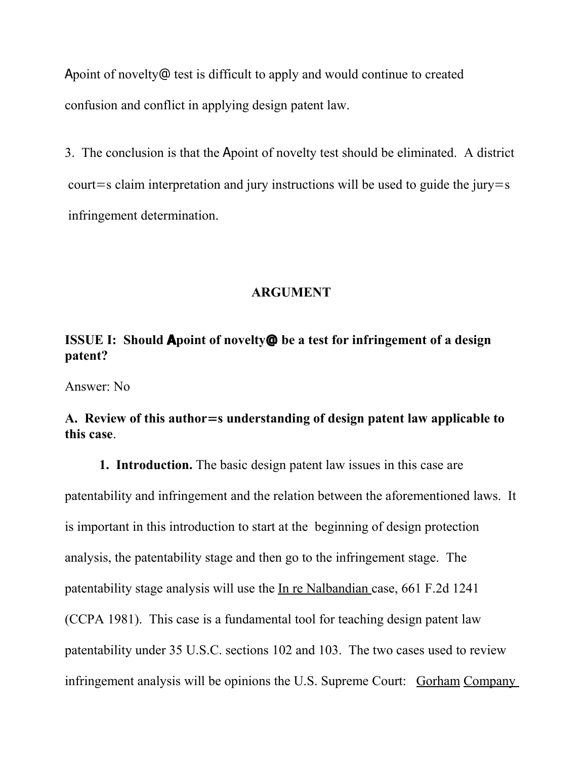Apoint of novelty@ test is difficult to apply and would continue to created confusion and conflict in applying design patent law.

3. The conclusion is that the Apoint of novelty test should be eliminated. A district court=s claim interpretation and jury instructions will be used to guide the jury=s infringement determination.

## ARGUMENT

**ISSUE I: Should Apoint of novelty@ be a test for infringement of a design patent?**

Answer: No

**A. Review of this author=s understanding of design patent law applicable to this case**.

**1. Introduction.** The basic design patent law issues in this case are patentability and infringement and the relation between the aforementioned laws. It is important in this introduction to start at the beginning of design protection analysis, the patentability stage and then go to the infringement stage. The patentability stage analysis will use the In re Nalbandian case, 661 F.2d 1241 (CCPA 1981). This case is a fundamental tool for teaching design patent law patentability under 35 U.S.C. sections 102 and 103. The two cases used to review infringement analysis will be opinions the U.S. Supreme Court: Gorham Company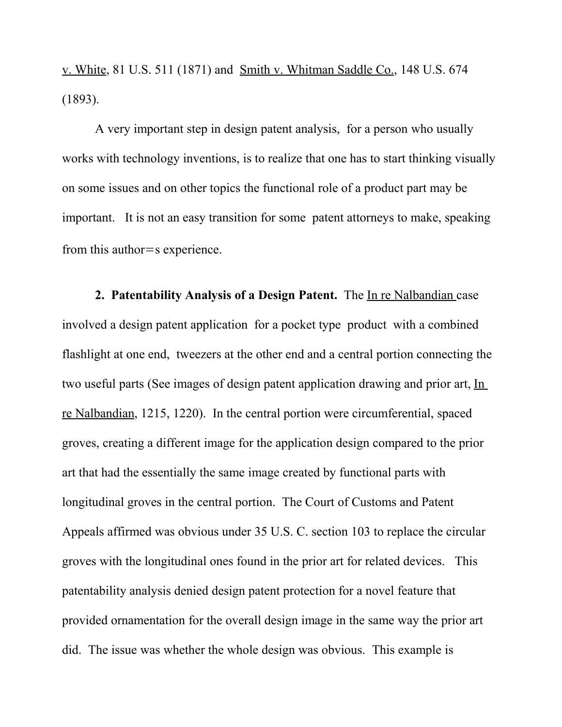v. White, 81 U.S. 511 (1871) and Smith v. Whitman Saddle Co., 148 U.S. 674 (1893).

A very important step in design patent analysis, for a person who usually works with technology inventions, is to realize that one has to start thinking visually on some issues and on other topics the functional role of a product part may be important. It is not an easy transition for some patent attorneys to make, speaking from this author=s experience.

**2. Patentability Analysis of a Design Patent.** The In re Nalbandian case involved a design patent application for a pocket type product with a combined flashlight at one end, tweezers at the other end and a central portion connecting the two useful parts (See images of design patent application drawing and prior art, In re Nalbandian, 1215, 1220). In the central portion were circumferential, spaced groves, creating a different image for the application design compared to the prior art that had the essentially the same image created by functional parts with longitudinal groves in the central portion. The Court of Customs and Patent Appeals affirmed was obvious under 35 U.S. C. section 103 to replace the circular groves with the longitudinal ones found in the prior art for related devices. This patentability analysis denied design patent protection for a novel feature that provided ornamentation for the overall design image in the same way the prior art did. The issue was whether the whole design was obvious. This example is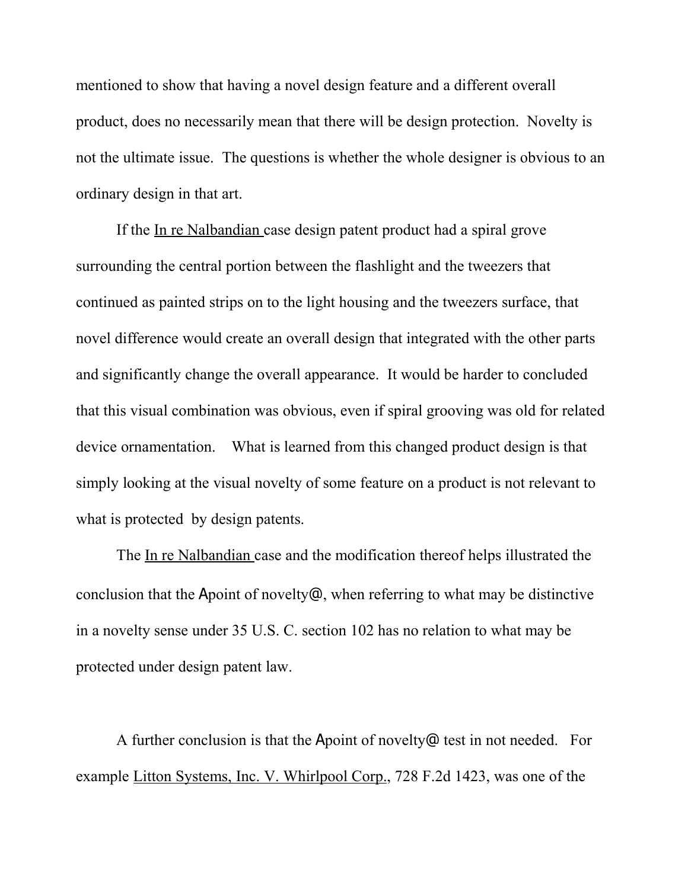mentioned to show that having a novel design feature and a different overall product, does no necessarily mean that there will be design protection. Novelty is not the ultimate issue. The questions is whether the whole designer is obvious to an ordinary design in that art.

If the In re Nalbandian case design patent product had a spiral grove surrounding the central portion between the flashlight and the tweezers that continued as painted strips on to the light housing and the tweezers surface, that novel difference would create an overall design that integrated with the other parts and significantly change the overall appearance. It would be harder to concluded that this visual combination was obvious, even if spiral grooving was old for related device ornamentation. What is learned from this changed product design is that simply looking at the visual novelty of some feature on a product is not relevant to what is protected by design patents.

The In re Nalbandian case and the modification thereof helps illustrated the conclusion that the Apoint of novelty@, when referring to what may be distinctive in a novelty sense under 35 U.S. C. section 102 has no relation to what may be protected under design patent law.

A further conclusion is that the Apoint of novelty@ test in not needed. For example Litton Systems, Inc. V. Whirlpool Corp., 728 F.2d 1423, was one of the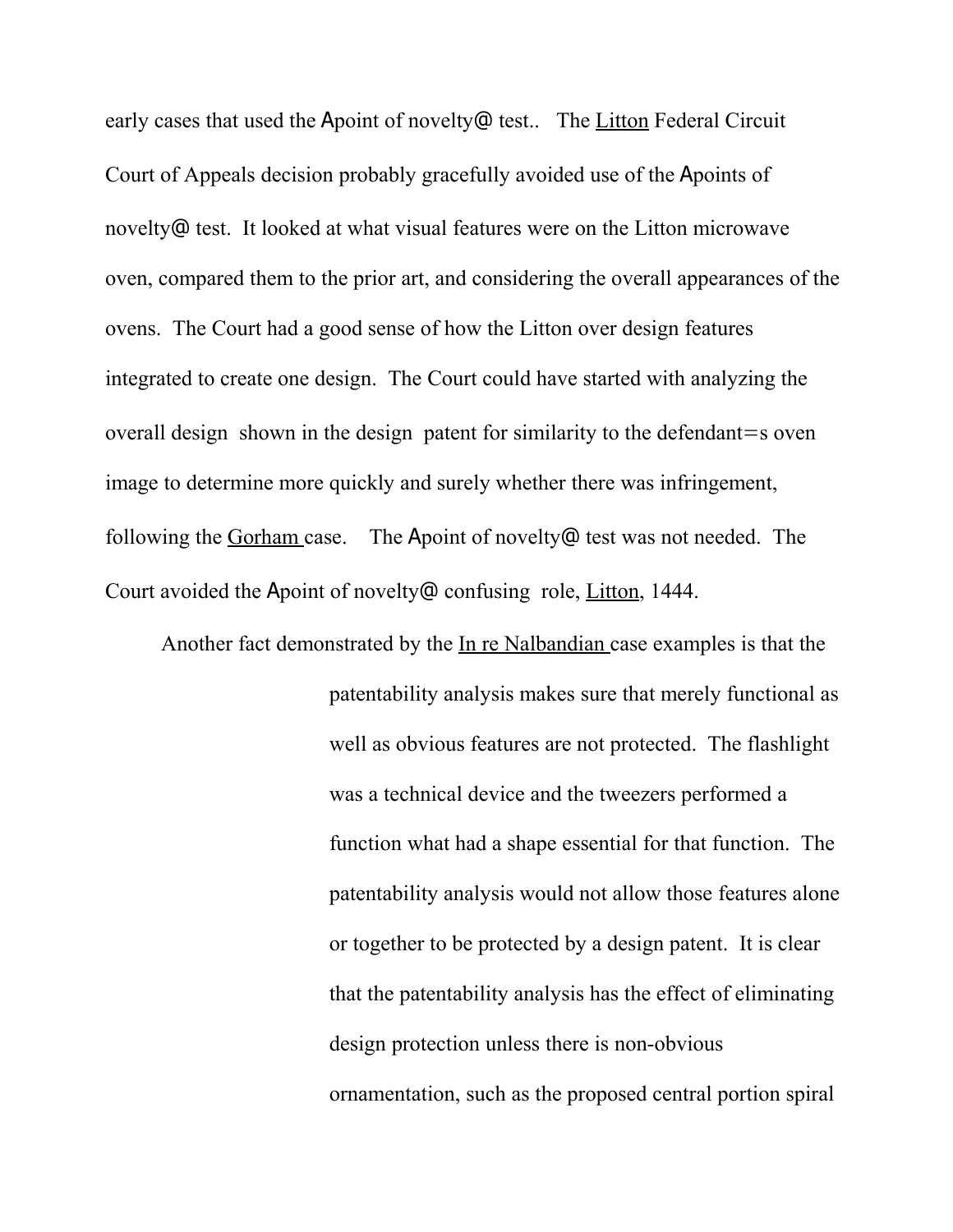early cases that used the Apoint of novelty@ test.. The Litton Federal Circuit Court of Appeals decision probably gracefully avoided use of the Apoints of novelty@ test. It looked at what visual features were on the Litton microwave oven, compared them to the prior art, and considering the overall appearances of the ovens. The Court had a good sense of how the Litton over design features integrated to create one design. The Court could have started with analyzing the overall design shown in the design patent for similarity to the defendant=s oven image to determine more quickly and surely whether there was infringement, following the Gorham case. The Apoint of novelty@ test was not needed. The Court avoided the Apoint of novelty@ confusing role, Litton, 1444.

Another fact demonstrated by the In re Nalbandian case examples is that the patentability analysis makes sure that merely functional as well as obvious features are not protected. The flashlight was a technical device and the tweezers performed a function what had a shape essential for that function. The patentability analysis would not allow those features alone or together to be protected by a design patent. It is clear that the patentability analysis has the effect of eliminating design protection unless there is non-obvious ornamentation, such as the proposed central portion spiral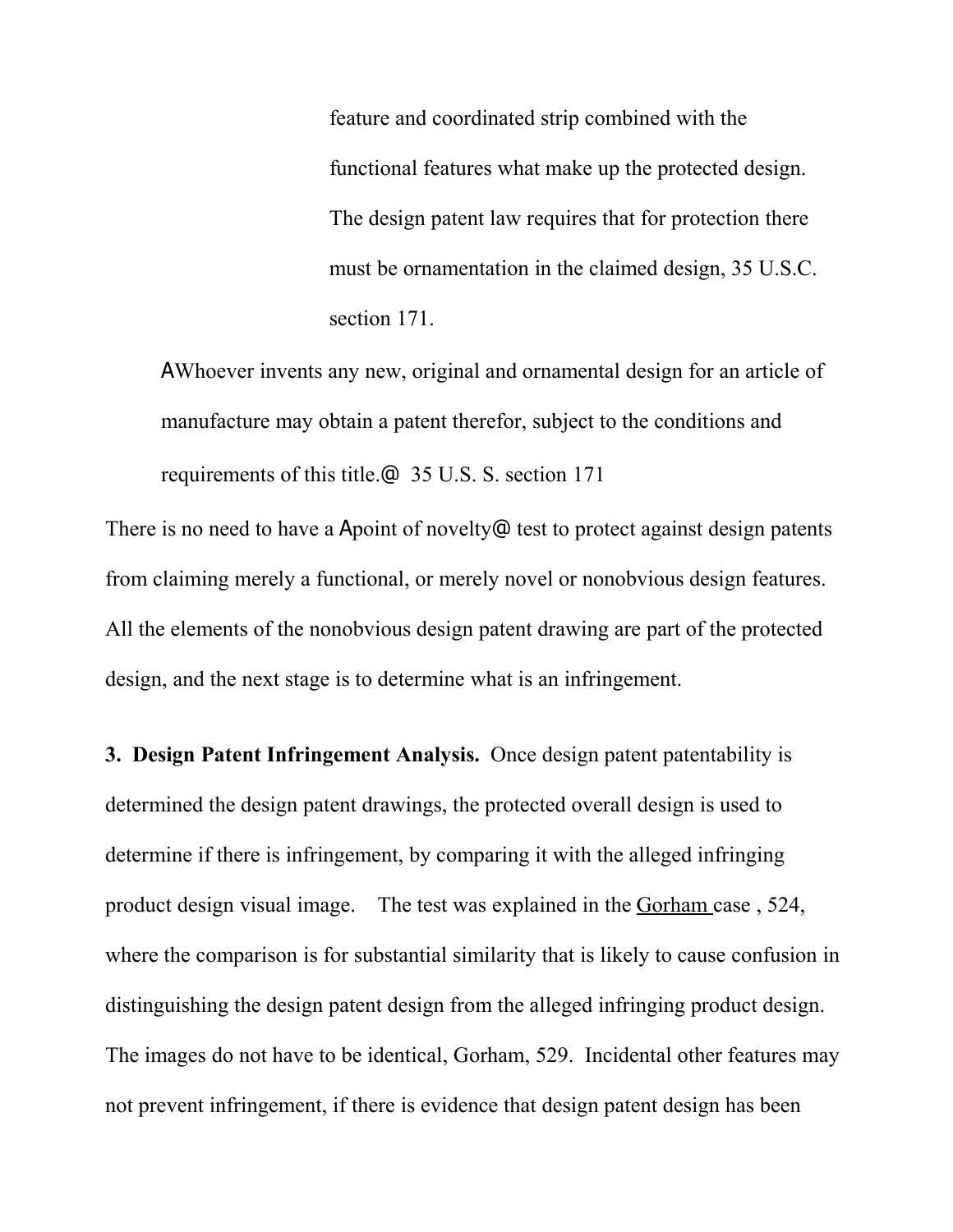feature and coordinated strip combined with the functional features what make up the protected design. The design patent law requires that for protection there must be ornamentation in the claimed design, 35 U.S.C. section 171.

> AWhoever invents any new, original and ornamental design for an article of manufacture may obtain a patent therefor, subject to the conditions and requirements of this title.@ 35 U.S. S. section 171

There is no need to have a Apoint of novelty@ test to protect against design patents from claiming merely a functional, or merely novel or nonobvious design features. All the elements of the nonobvious design patent drawing are part of the protected design, and the next stage is to determine what is an infringement.

**3. Design Patent Infringement Analysis.** Once design patent patentability is determined the design patent drawings, the protected overall design is used to determine if there is infringement, by comparing it with the alleged infringing product design visual image. The test was explained in the <u>Gorham</u> case , 524, where the comparison is for substantial similarity that is likely to cause confusion in distinguishing the design patent design from the alleged infringing product design. The images do not have to be identical, Gorham, 529. Incidental other features may not prevent infringement, if there is evidence that design patent design has been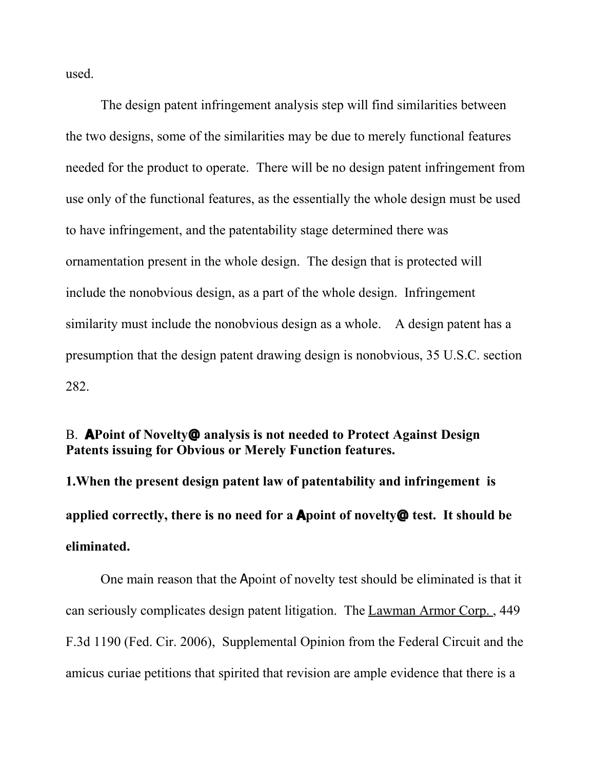used.

The design patent infringement analysis step will find similarities between the two designs, some of the similarities may be due to merely functional features needed for the product to operate. There will be no design patent infringement from use only of the functional features, as the essentially the whole design must be used to have infringement, and the patentability stage determined there was ornamentation present in the whole design. The design that is protected will include the nonobvious design, as a part of the whole design. Infringement similarity must include the nonobvious design as a whole. A design patent has a presumption that the design patent drawing design is nonobvious, 35 U.S.C. section 282.

B. **APoint of Novelty@ analysis is not needed to Protect Against Design Patents issuing for Obvious or Merely Function features.**

**1.When the present design patent law of patentability and infringement is applied correctly, there is no need for a Apoint of novelty@ test. It should be eliminated.**

One main reason that the Apoint of novelty test should be eliminated is that it can seriously complicates design patent litigation. The Lawman Armor Corp. , 449 F.3d 1190 (Fed. Cir. 2006), Supplemental Opinion from the Federal Circuit and the amicus curiae petitions that spirited that revision are ample evidence that there is a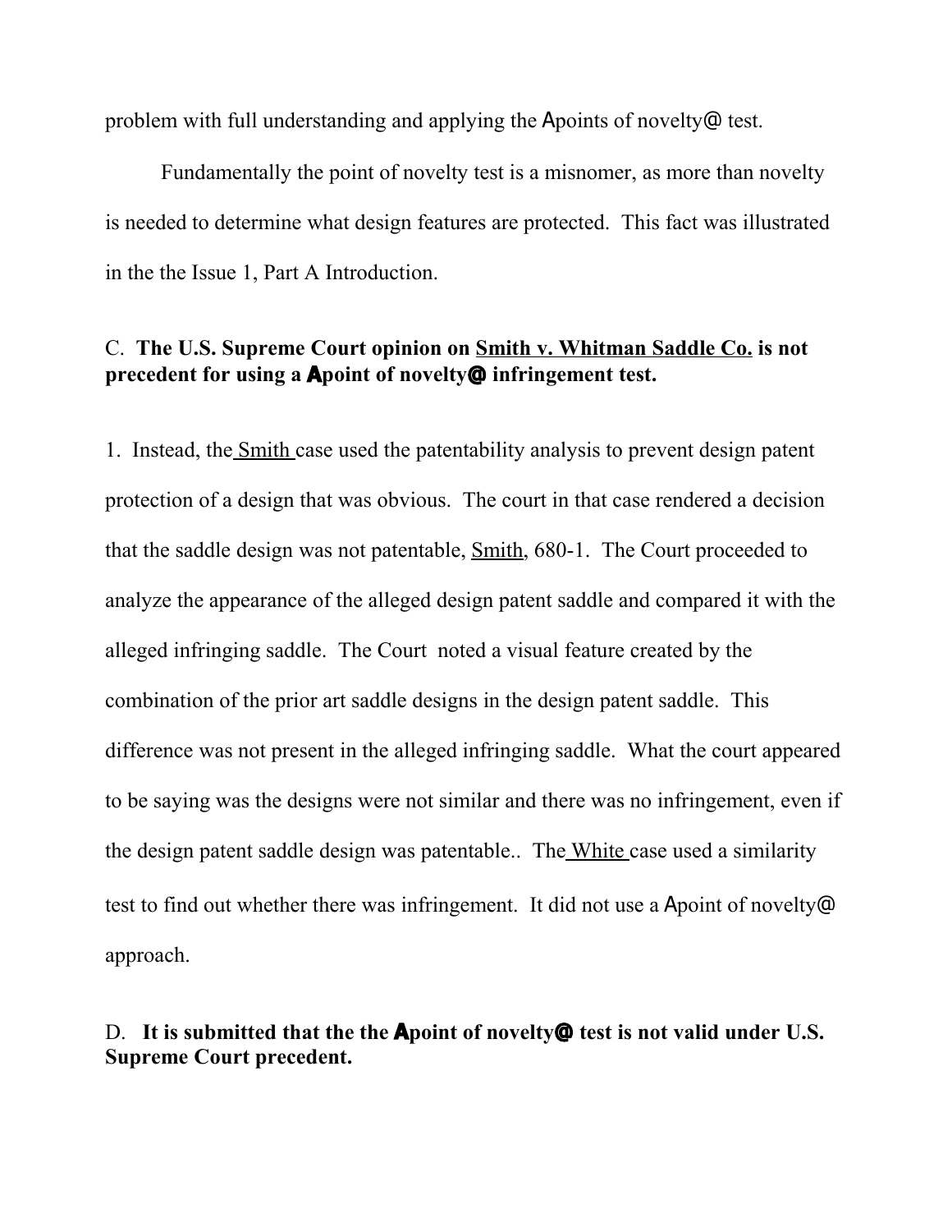problem with full understanding and applying the Apoints of novelty@ test.

Fundamentally the point of novelty test is a misnomer, as more than novelty is needed to determine what design features are protected. This fact was illustrated in the the Issue 1, Part A Introduction.

**C. The U.S. Supreme Court opinion on Smith v. Whitman Saddle Co. is not precedent for using a Apoint of novelty@ infringement test.**

1. Instead, the Smith case used the patentability analysis to prevent design patent protection of a design that was obvious. The court in that case rendered a decision that the saddle design was not patentable, Smith, 680-1. The Court proceeded to analyze the appearance of the alleged design patent saddle and compared it with the alleged infringing saddle. The Court noted a visual feature created by the combination of the prior art saddle designs in the design patent saddle. This difference was not present in the alleged infringing saddle. What the court appeared to be saying was the designs were not similar and there was no infringement, even if the design patent saddle design was patentable.. The White case used a similarity test to find out whether there was infringement. It did not use a Apoint of novelty@ approach.

**D. It is submitted that the the Apoint of novelty@ test is not valid under U.S. Supreme Court precedent.**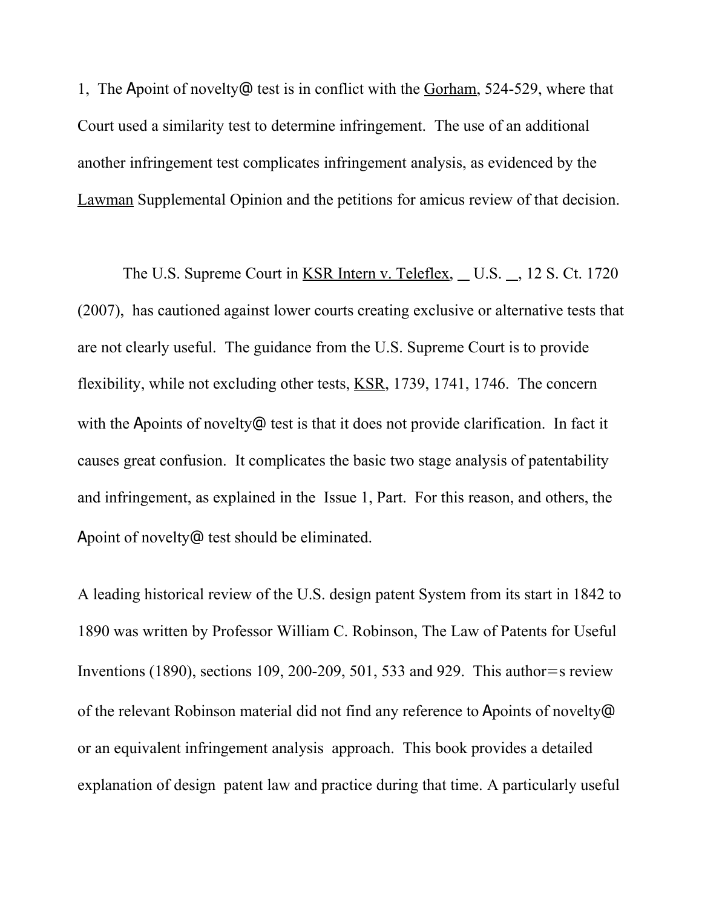1, The Apoint of novelty@ test is in conflict with the Gorham, 524-529, where that Court used a similarity test to determine infringement. The use of an additional another infringement test complicates infringement analysis, as evidenced by the Lawman Supplemental Opinion and the petitions for amicus review of that decision.

The U.S. Supreme Court in KSR Intern v. Teleflex, __ U.S. __, 12 S. Ct. 1720 (2007), has cautioned against lower courts creating exclusive or alternative tests that are not clearly useful. The guidance from the U.S. Supreme Court is to provide flexibility, while not excluding other tests, KSR, 1739, 1741, 1746. The concern with the Apoints of novelty@ test is that it does not provide clarification. In fact it causes great confusion. It complicates the basic two stage analysis of patentability and infringement, as explained in the Issue 1, Part. For this reason, and others, the Apoint of novelty@ test should be eliminated.

A leading historical review of the U.S. design patent System from its start in 1842 to 1890 was written by Professor William C. Robinson, The Law of Patents for Useful Inventions (1890), sections 109, 200-209, 501, 533 and 929. This author=s review of the relevant Robinson material did not find any reference to Apoints of novelty@ or an equivalent infringement analysis approach. This book provides a detailed explanation of design patent law and practice during that time. A particularly useful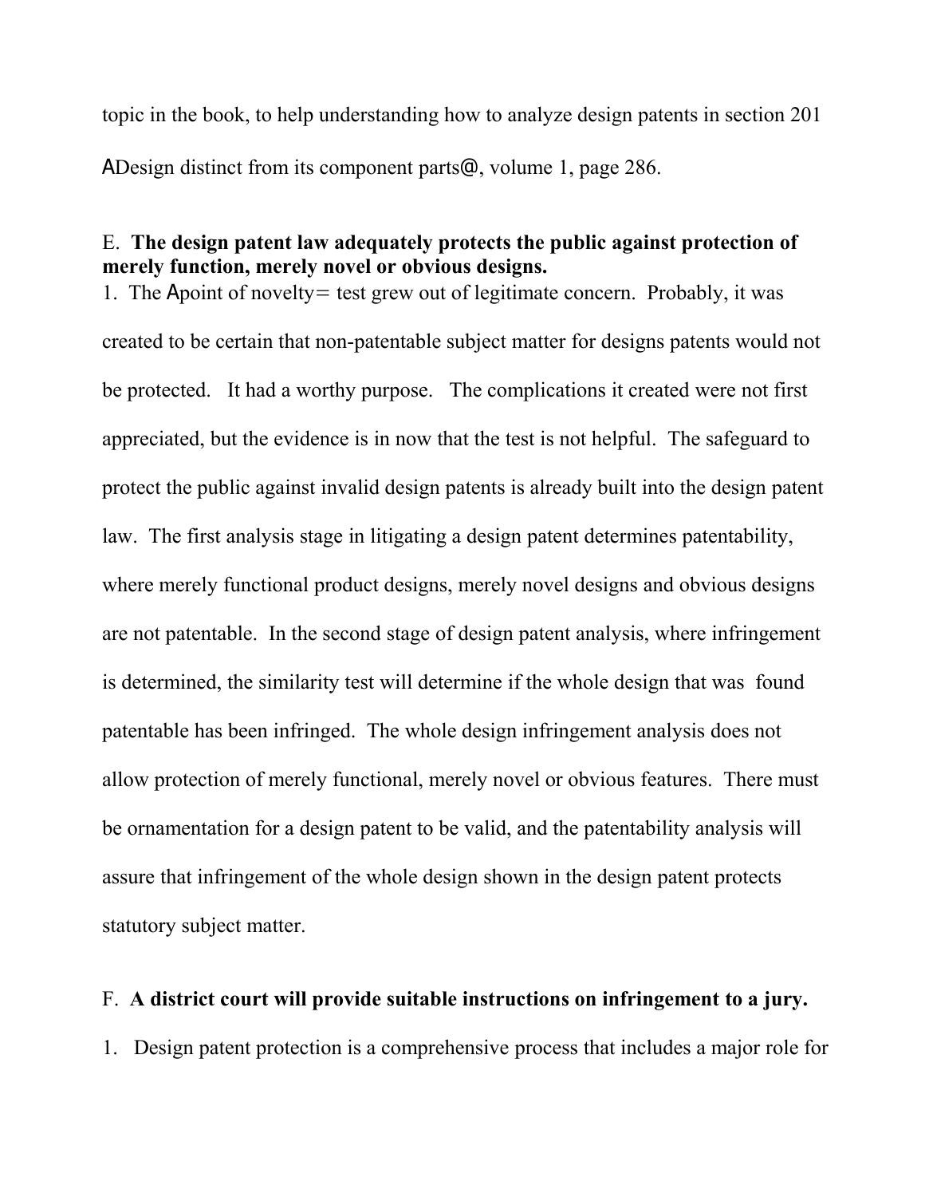topic in the book, to help understanding how to analyze design patents in section 201 ADesign distinct from its component parts@, volume 1, page 286.

E. **The design patent law adequately protects the public against protection of merely function, merely novel or obvious designs.**

1. The Apoint of novelty= test grew out of legitimate concern. Probably, it was created to be certain that non-patentable subject matter for designs patents would not be protected. It had a worthy purpose. The complications it created were not first appreciated, but the evidence is in now that the test is not helpful. The safeguard to protect the public against invalid design patents is already built into the design patent law. The first analysis stage in litigating a design patent determines patentability, where merely functional product designs, merely novel designs and obvious designs are not patentable. In the second stage of design patent analysis, where infringement is determined, the similarity test will determine if the whole design that was found patentable has been infringed. The whole design infringement analysis does not allow protection of merely functional, merely novel or obvious features. There must be ornamentation for a design patent to be valid, and the patentability analysis will assure that infringement of the whole design shown in the design patent protects statutory subject matter.

F. **A district court will provide suitable instructions on infringement to a jury.**

1. Design patent protection is a comprehensive process that includes a major role for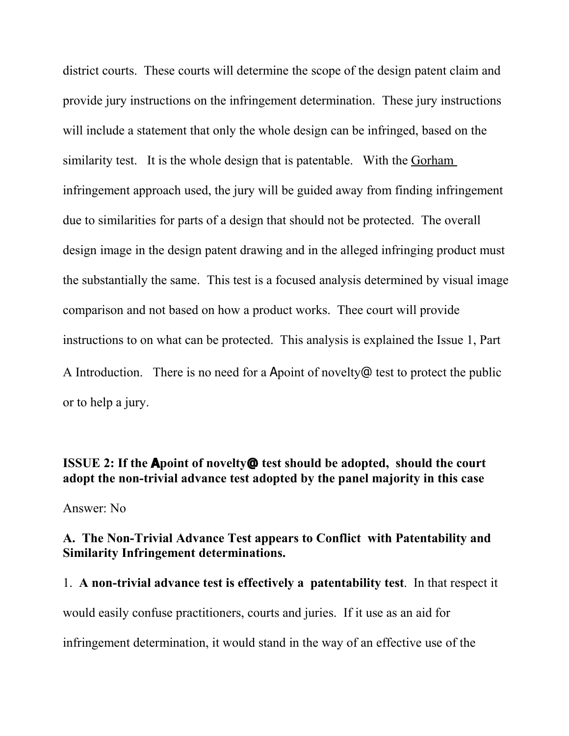district courts. These courts will determine the scope of the design patent claim and provide jury instructions on the infringement determination. These jury instructions will include a statement that only the whole design can be infringed, based on the similarity test. It is the whole design that is patentable. With the Gorham infringement approach used, the jury will be guided away from finding infringement due to similarities for parts of a design that should not be protected. The overall design image in the design patent drawing and in the alleged infringing product must the substantially the same. This test is a focused analysis determined by visual image comparison and not based on how a product works. Thee court will provide instructions to on what can be protected. This analysis is explained the Issue 1, Part A Introduction. There is no need for a Apoint of novelty@ test to protect the public or to help a jury.

**ISSUE 2: If the Apoint of novelty@ test should be adopted, should the court adopt the non-trivial advance test adopted by the panel majority in this case**

Answer: No

**A. The Non-Trivial Advance Test appears to Conflict with Patentability and Similarity Infringement determinations.**

1. **A non-trivial advance test is effectively a patentability test**. In that respect it would easily confuse practitioners, courts and juries. If it use as an aid for infringement determination, it would stand in the way of an effective use of the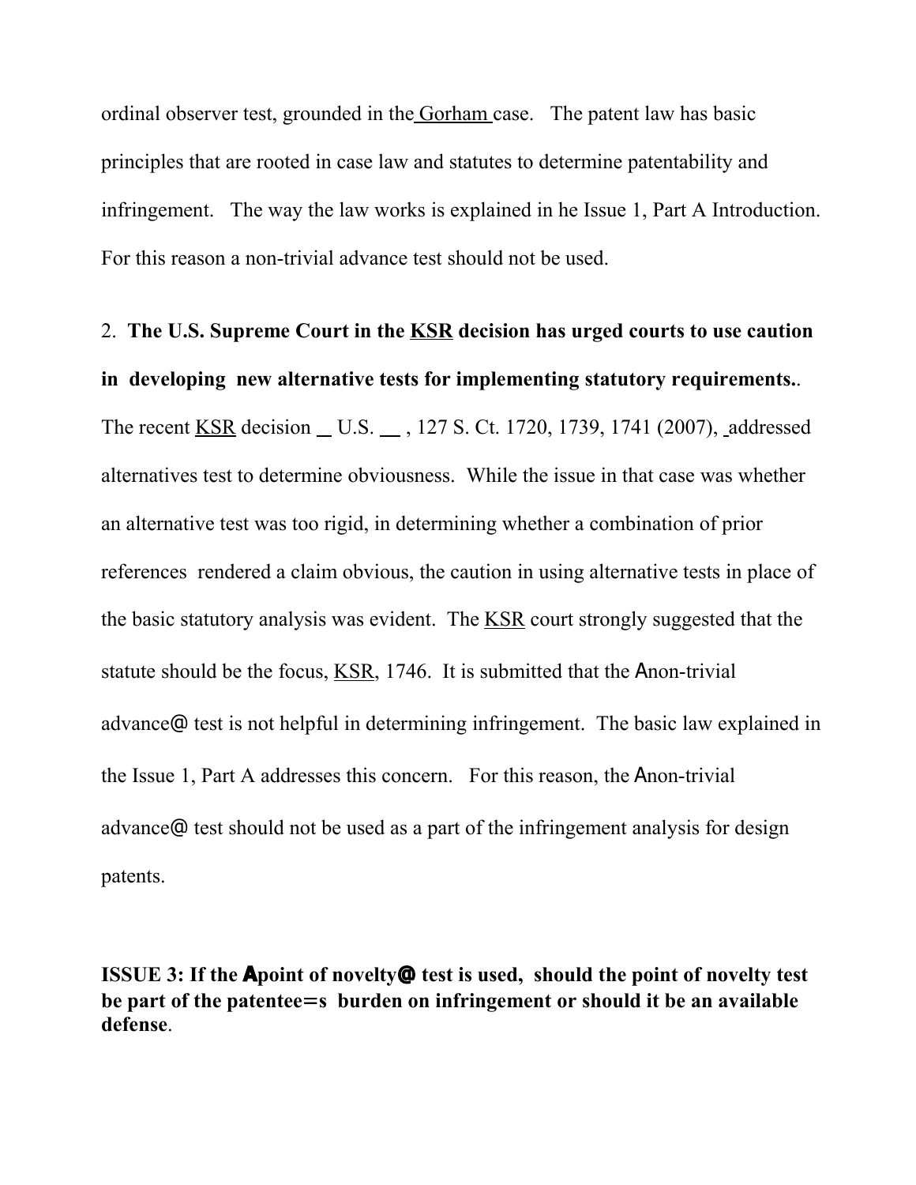ordinal observer test, grounded in the Gorham case. The patent law has basic principles that are rooted in case law and statutes to determine patentability and infringement. The way the law works is explained in he Issue 1, Part A Introduction. For this reason a non-trivial advance test should not be used.

2. **The U.S. Supreme Court in the KSR decision has urged courts to use caution in developing new alternative tests for implementing statutory requirements.**. The recent KSR decision _ U.S. __ , 127 S. Ct. 1720, 1739, 1741 (2007), addressed alternatives test to determine obviousness. While the issue in that case was whether an alternative test was too rigid, in determining whether a combination of prior references rendered a claim obvious, the caution in using alternative tests in place of the basic statutory analysis was evident. The KSR court strongly suggested that the statute should be the focus, KSR, 1746. It is submitted that the Anon-trivial advance@ test is not helpful in determining infringement. The basic law explained in the Issue 1, Part A addresses this concern. For this reason, the Anon-trivial advance@ test should not be used as a part of the infringement analysis for design patents.

**ISSUE 3: If the Apoint of novelty@ test is used, should the point of novelty test be part of the patentee=s burden on infringement or should it be an available defense**.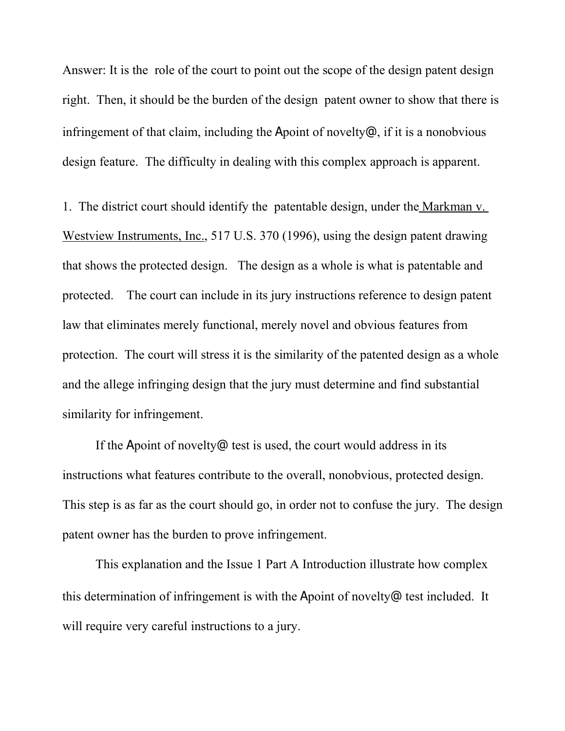Answer: It is the role of the court to point out the scope of the design patent design right. Then, it should be the burden of the design patent owner to show that there is infringement of that claim, including the Apoint of novelty@, if it is a nonobvious design feature. The difficulty in dealing with this complex approach is apparent.

1. The district court should identify the patentable design, under the Markman v. Westview Instruments, Inc., 517 U.S. 370 (1996), using the design patent drawing that shows the protected design. The design as a whole is what is patentable and protected. The court can include in its jury instructions reference to design patent law that eliminates merely functional, merely novel and obvious features from protection. The court will stress it is the similarity of the patented design as a whole and the allege infringing design that the jury must determine and find substantial similarity for infringement.

If the Apoint of novelty@ test is used, the court would address in its instructions what features contribute to the overall, nonobvious, protected design. This step is as far as the court should go, in order not to confuse the jury. The design patent owner has the burden to prove infringement.

This explanation and the Issue 1 Part A Introduction illustrate how complex this determination of infringement is with the Apoint of novelty@ test included. It will require very careful instructions to a jury.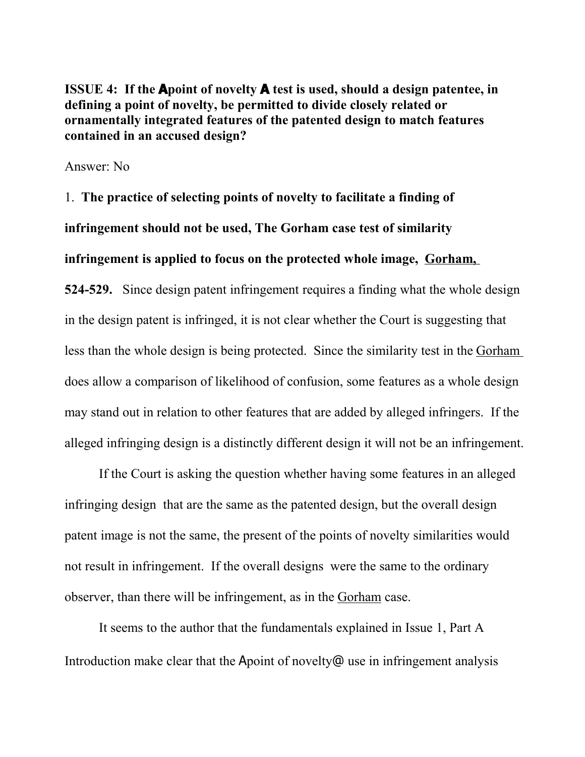**ISSUE 4: If the Apoint of novelty A test is used, should a design patentee, in defining a point of novelty, be permitted to divide closely related or ornamentally integrated features of the patented design to match features contained in an accused design?**

Answer: No

1. **The practice of selecting points of novelty to facilitate a finding of infringement should not be used, The Gorham case test of similarity infringement is applied to focus on the protected whole image, <u>Gorham,</u> 524-529.** Since design patent infringement requires a finding what the whole design in the design patent is infringed, it is not clear whether the Court is suggesting that less than the whole design is being protected. Since the similarity test in the <u>Gorham</u> does allow a comparison of likelihood of confusion, some features as a whole design may stand out in relation to other features that are added by alleged infringers. If the alleged infringing design is a distinctly different design it will not be an infringement.

If the Court is asking the question whether having some features in an alleged infringing design that are the same as the patented design, but the overall design patent image is not the same, the present of the points of novelty similarities would not result in infringement. If the overall designs were the same to the ordinary observer, than there will be infringement, as in the <u>Gorham</u> case.

It seems to the author that the fundamentals explained in Issue 1, Part A Introduction make clear that the Apoint of novelty@ use in infringement analysis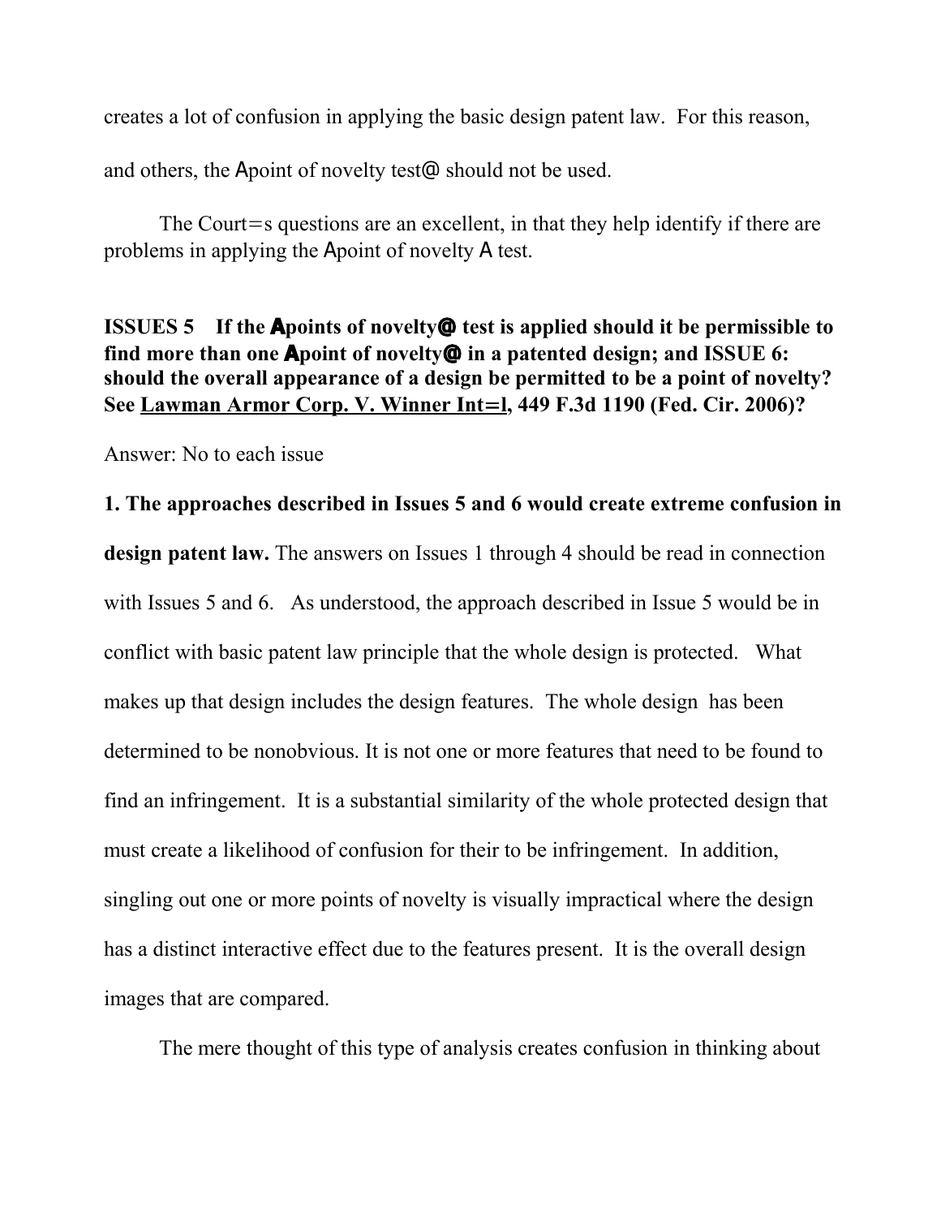creates a lot of confusion in applying the basic design patent law. For this reason, and others, the Apoint of novelty test@ should not be used.

The Court=s questions are an excellent, in that they help identify if there are problems in applying the Apoint of novelty A test.

**ISSUES 5 If the Apoints of novelty@ test is applied should it be permissible to find more than one Apoint of novelty@ in a patented design; and ISSUE 6: should the overall appearance of a design be permitted to be a point of novelty? See Lawman Armor Corp. V. Winner Int=l, 449 F.3d 1190 (Fed. Cir. 2006)?**

Answer: No to each issue

**1. The approaches described in Issues 5 and 6 would create extreme confusion in design patent law.** The answers on Issues 1 through 4 should be read in connection with Issues 5 and 6. As understood, the approach described in Issue 5 would be in conflict with basic patent law principle that the whole design is protected. What makes up that design includes the design features. The whole design has been determined to be nonobvious. It is not one or more features that need to be found to find an infringement. It is a substantial similarity of the whole protected design that must create a likelihood of confusion for their to be infringement. In addition, singling out one or more points of novelty is visually impractical where the design has a distinct interactive effect due to the features present. It is the overall design images that are compared.

The mere thought of this type of analysis creates confusion in thinking about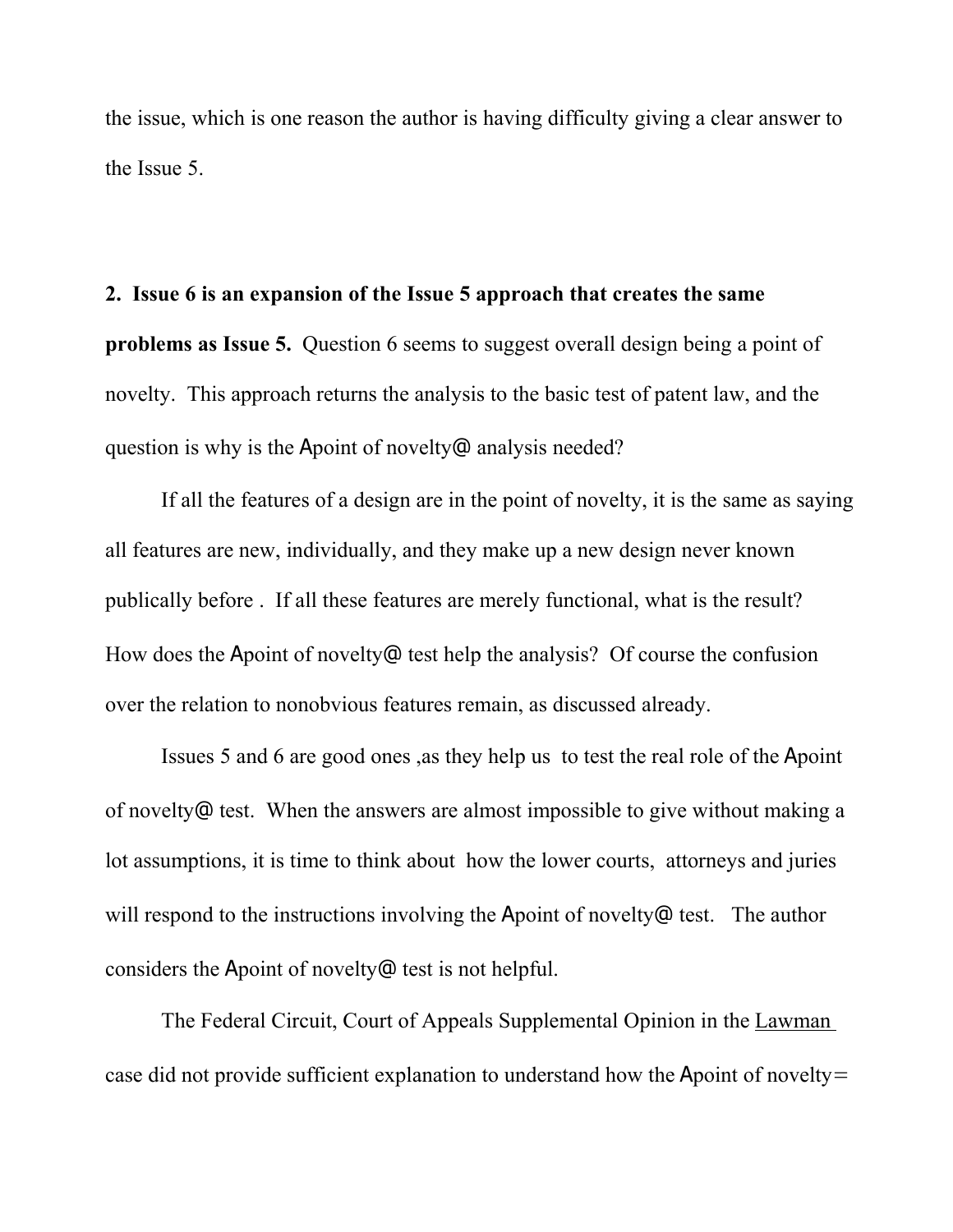the issue, which is one reason the author is having difficulty giving a clear answer to the Issue 5.

**2. Issue 6 is an expansion of the Issue 5 approach that creates the same problems as Issue 5.** Question 6 seems to suggest overall design being a point of novelty. This approach returns the analysis to the basic test of patent law, and the question is why is the Apoint of novelty@ analysis needed?

If all the features of a design are in the point of novelty, it is the same as saying all features are new, individually, and they make up a new design never known publically before . If all these features are merely functional, what is the result? How does the Apoint of novelty@ test help the analysis? Of course the confusion over the relation to nonobvious features remain, as discussed already.

Issues 5 and 6 are good ones ,as they help us to test the real role of the Apoint of novelty@ test. When the answers are almost impossible to give without making a lot assumptions, it is time to think about how the lower courts, attorneys and juries will respond to the instructions involving the Apoint of novelty@ test. The author considers the Apoint of novelty@ test is not helpful.

The Federal Circuit, Court of Appeals Supplemental Opinion in the Lawman case did not provide sufficient explanation to understand how the Apoint of novelty=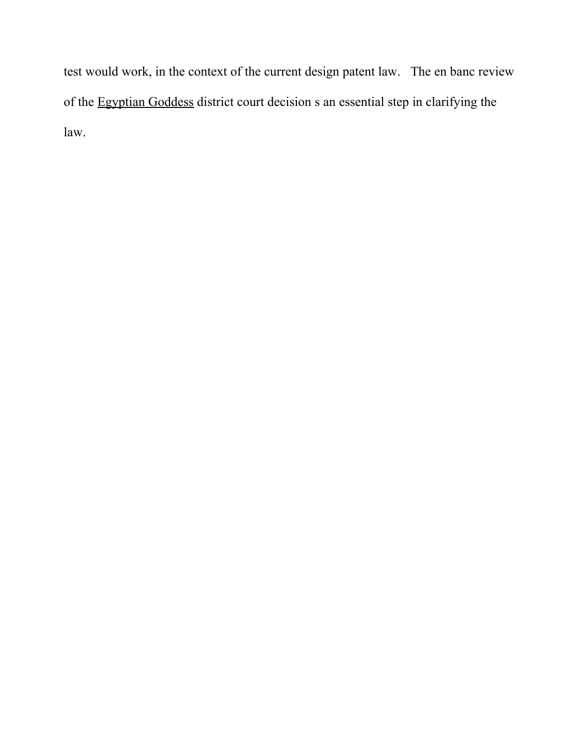test would work, in the context of the current design patent law. The en banc review of the Egyptian Goddess district court decision s an essential step in clarifying the law.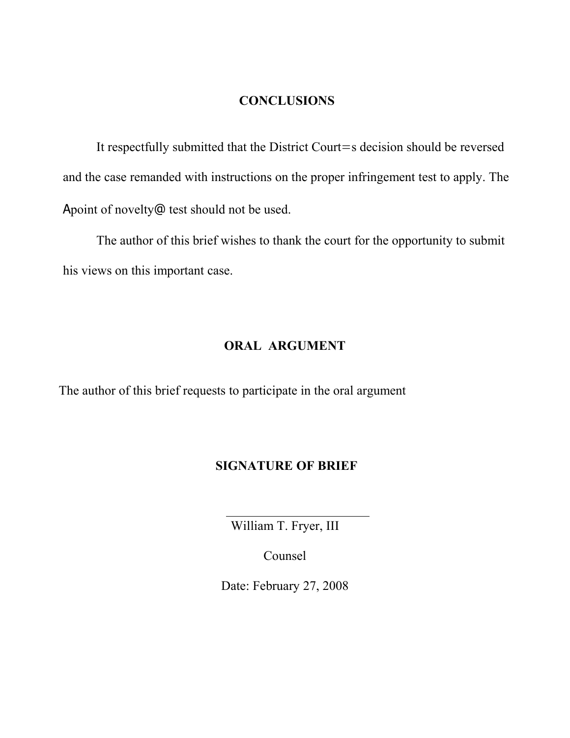## CONCLUSIONS

It respectfully submitted that the District Court=s decision should be reversed and the case remanded with instructions on the proper infringement test to apply. The Apoint of novelty@ test should not be used.

The author of this brief wishes to thank the court for the opportunity to submit his views on this important case.

## ORAL ARGUMENT

The author of this brief requests to participate in the oral argument

## SIGNATURE OF BRIEF

\_\_\_\_\_\_\_\_\_\_\_\_\_\_\_\_\_\_\_\_\_\_\_\_

William T. Fryer, III

Counsel

Date: February 27, 2008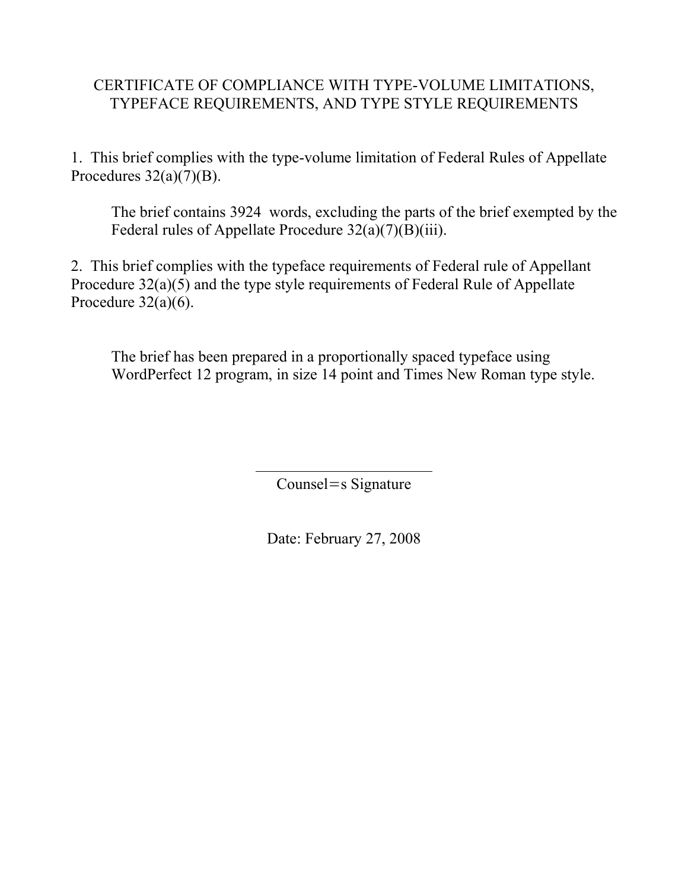# CERTIFICATE OF COMPLIANCE WITH TYPE-VOLUME LIMITATIONS, TYPEFACE REQUIREMENTS, AND TYPE STYLE REQUIREMENTS

1. This brief complies with the type-volume limitation of Federal Rules of Appellate Procedures 32(a)(7)(B).

   The brief contains 3924 words, excluding the parts of the brief exempted by the Federal rules of Appellate Procedure 32(a)(7)(B)(iii).

2. This brief complies with the typeface requirements of Federal rule of Appellant Procedure 32(a)(5) and the type style requirements of Federal Rule of Appellate Procedure 32(a)(6).

   The brief has been prepared in a proportionally spaced typeface using WordPerfect 12 program, in size 14 point and Times New Roman type style.

\_\_\_\_\_\_\_\_\_\_\_\_\_\_\_\_\_\_\_\_\_\_\_\_

Counsel=s Signature

Date: February 27, 2008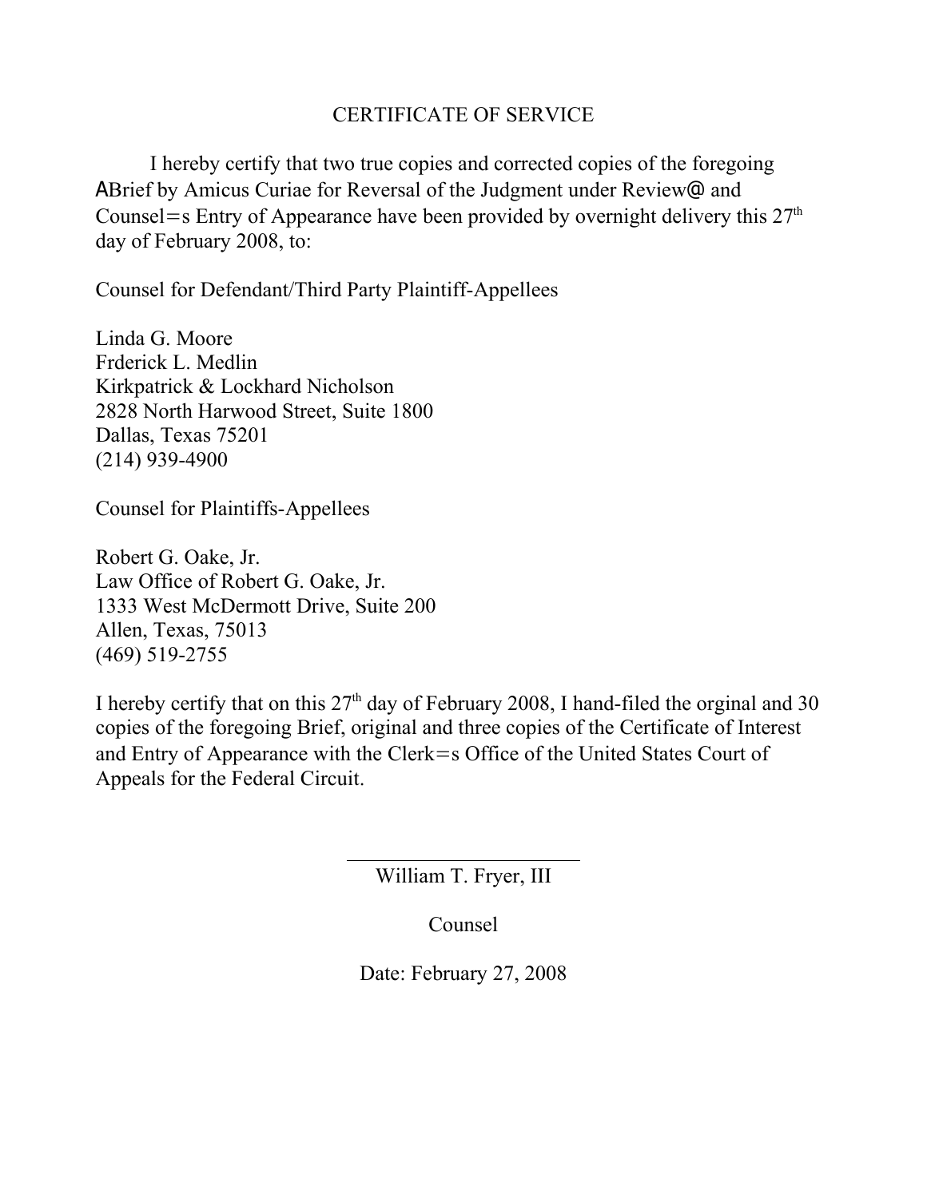# CERTIFICATE OF SERVICE

I hereby certify that two true copies and corrected copies of the foregoing ABrief by Amicus Curiae for Reversal of the Judgment under Review@ and Counsel=s Entry of Appearance have been provided by overnight delivery this 27th day of February 2008, to:

Counsel for Defendant/Third Party Plaintiff-Appellees

Linda G. Moore
Frderick L. Medlin
Kirkpatrick & Lockhard Nicholson
2828 North Harwood Street, Suite 1800
Dallas, Texas 75201
(214) 939-4900

Counsel for Plaintiffs-Appellees

Robert G. Oake, Jr.
Law Office of Robert G. Oake, Jr.
1333 West McDermott Drive, Suite 200
Allen, Texas, 75013
(469) 519-2755

I hereby certify that on this 27th day of February 2008, I hand-filed the orginal and 30 copies of the foregoing Brief, original and three copies of the Certificate of Interest and Entry of Appearance with the Clerk=s Office of the United States Court of Appeals for the Federal Circuit.

\_\_\_\_\_\_\_\_\_\_\_\_\_\_\_\_\_\_\_\_\_\_\_\_

William T. Fryer, III

Counsel

Date: February 27, 2008